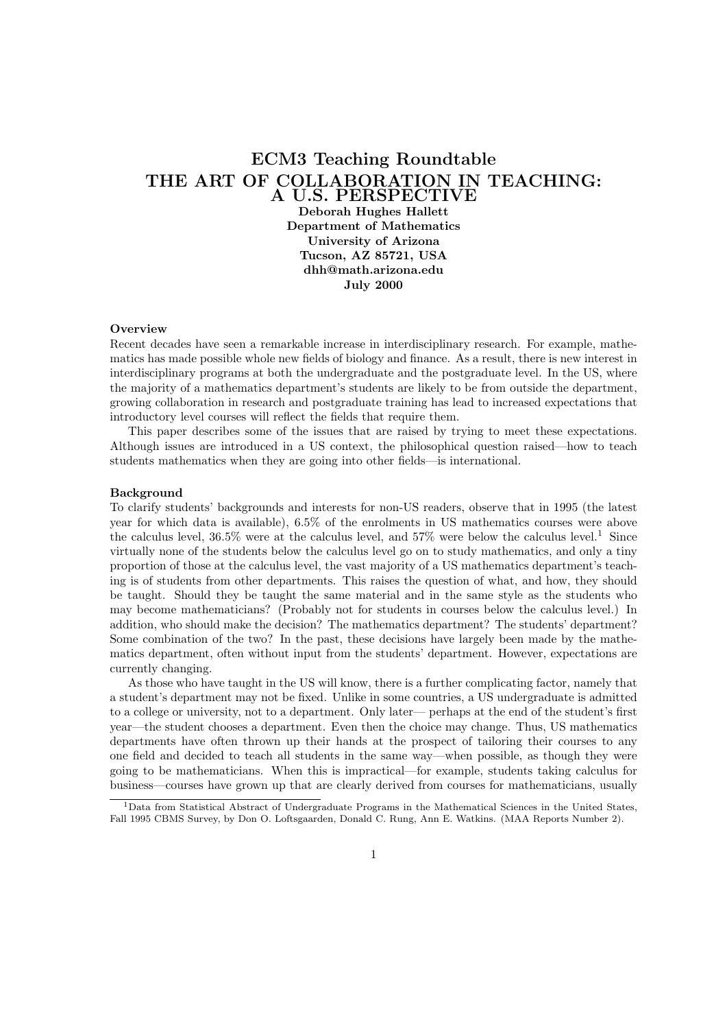# ECM3 Teaching Roundtable
# THE ART OF COLLABORATION IN TEACHING: A U.S. PERSPECTIVE

**Deborah Hughes Hallett**
**Department of Mathematics**
**University of Arizona**
**Tucson, AZ 85721, USA**
**dhh@math.arizona.edu**
**July 2000**

### Overview

Recent decades have seen a remarkable increase in interdisciplinary research. For example, mathematics has made possible whole new fields of biology and finance. As a result, there is new interest in interdisciplinary programs at both the undergraduate and the postgraduate level. In the US, where the majority of a mathematics department's students are likely to be from outside the department, growing collaboration in research and postgraduate training has lead to increased expectations that introductory level courses will reflect the fields that require them.

This paper describes some of the issues that are raised by trying to meet these expectations. Although issues are introduced in a US context, the philosophical question raised—how to teach students mathematics when they are going into other fields—is international.

### Background

To clarify students' backgrounds and interests for non-US readers, observe that in 1995 (the latest year for which data is available), 6.5% of the enrolments in US mathematics courses were above the calculus level, 36.5% were at the calculus level, and 57% were below the calculus level.[1] Since virtually none of the students below the calculus level go on to study mathematics, and only a tiny proportion of those at the calculus level, the vast majority of a US mathematics department's teaching is of students from other departments. This raises the question of what, and how, they should be taught. Should they be taught the same material and in the same style as the students who may become mathematicians? (Probably not for students in courses below the calculus level.) In addition, who should make the decision? The mathematics department? The students' department? Some combination of the two? In the past, these decisions have largely been made by the mathematics department, often without input from the students' department. However, expectations are currently changing.

As those who have taught in the US will know, there is a further complicating factor, namely that a student's department may not be fixed. Unlike in some countries, a US undergraduate is admitted to a college or university, not to a department. Only later— perhaps at the end of the student's first year—the student chooses a department. Even then the choice may change. Thus, US mathematics departments have often thrown up their hands at the prospect of tailoring their courses to any one field and decided to teach all students in the same way—when possible, as though they were going to be mathematicians. When this is impractical—for example, students taking calculus for business—courses have grown up that are clearly derived from courses for mathematicians, usually

[1] Data from Statistical Abstract of Undergraduate Programs in the Mathematical Sciences in the United States, Fall 1995 CBMS Survey, by Don O. Loftsgaarden, Donald C. Rung, Ann E. Watkins. (MAA Reports Number 2).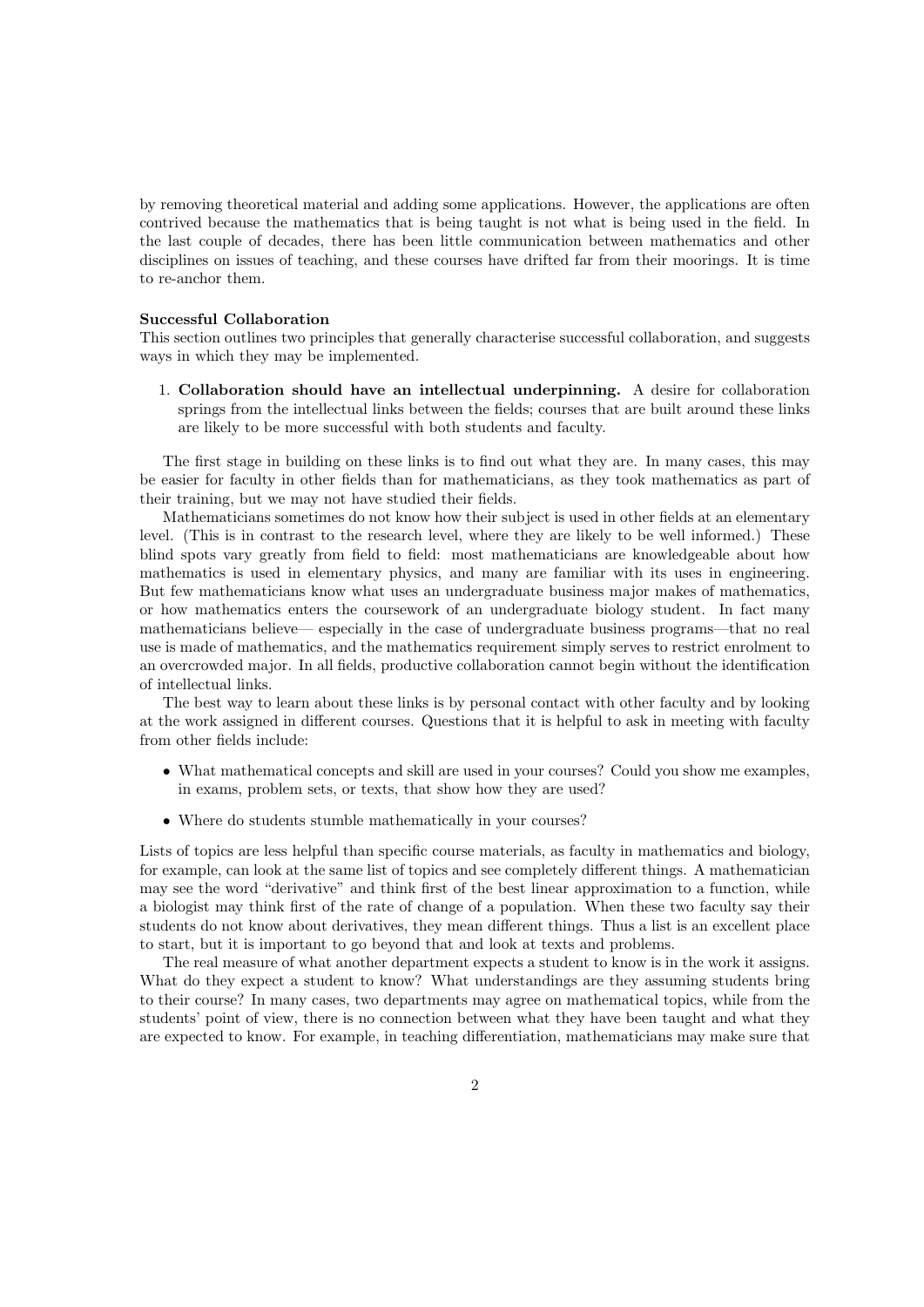by removing theoretical material and adding some applications. However, the applications are often contrived because the mathematics that is being taught is not what is being used in the field. In the last couple of decades, there has been little communication between mathematics and other disciplines on issues of teaching, and these courses have drifted far from their moorings. It is time to re-anchor them.

**Successful Collaboration**

This section outlines two principles that generally characterise successful collaboration, and suggests ways in which they may be implemented.

1. **Collaboration should have an intellectual underpinning.** A desire for collaboration springs from the intellectual links between the fields; courses that are built around these links are likely to be more successful with both students and faculty.

The first stage in building on these links is to find out what they are. In many cases, this may be easier for faculty in other fields than for mathematicians, as they took mathematics as part of their training, but we may not have studied their fields.

Mathematicians sometimes do not know how their subject is used in other fields at an elementary level. (This is in contrast to the research level, where they are likely to be well informed.) These blind spots vary greatly from field to field: most mathematicians are knowledgeable about how mathematics is used in elementary physics, and many are familiar with its uses in engineering. But few mathematicians know what uses an undergraduate business major makes of mathematics, or how mathematics enters the coursework of an undergraduate biology student. In fact many mathematicians believe— especially in the case of undergraduate business programs—that no real use is made of mathematics, and the mathematics requirement simply serves to restrict enrolment to an overcrowded major. In all fields, productive collaboration cannot begin without the identification of intellectual links.

The best way to learn about these links is by personal contact with other faculty and by looking at the work assigned in different courses. Questions that it is helpful to ask in meeting with faculty from other fields include:

- What mathematical concepts and skill are used in your courses? Could you show me examples, in exams, problem sets, or texts, that show how they are used?
- Where do students stumble mathematically in your courses?

Lists of topics are less helpful than specific course materials, as faculty in mathematics and biology, for example, can look at the same list of topics and see completely different things. A mathematician may see the word "derivative" and think first of the best linear approximation to a function, while a biologist may think first of the rate of change of a population. When these two faculty say their students do not know about derivatives, they mean different things. Thus a list is an excellent place to start, but it is important to go beyond that and look at texts and problems.

The real measure of what another department expects a student to know is in the work it assigns. What do they expect a student to know? What understandings are they assuming students bring to their course? In many cases, two departments may agree on mathematical topics, while from the students' point of view, there is no connection between what they have been taught and what they are expected to know. For example, in teaching differentiation, mathematicians may make sure that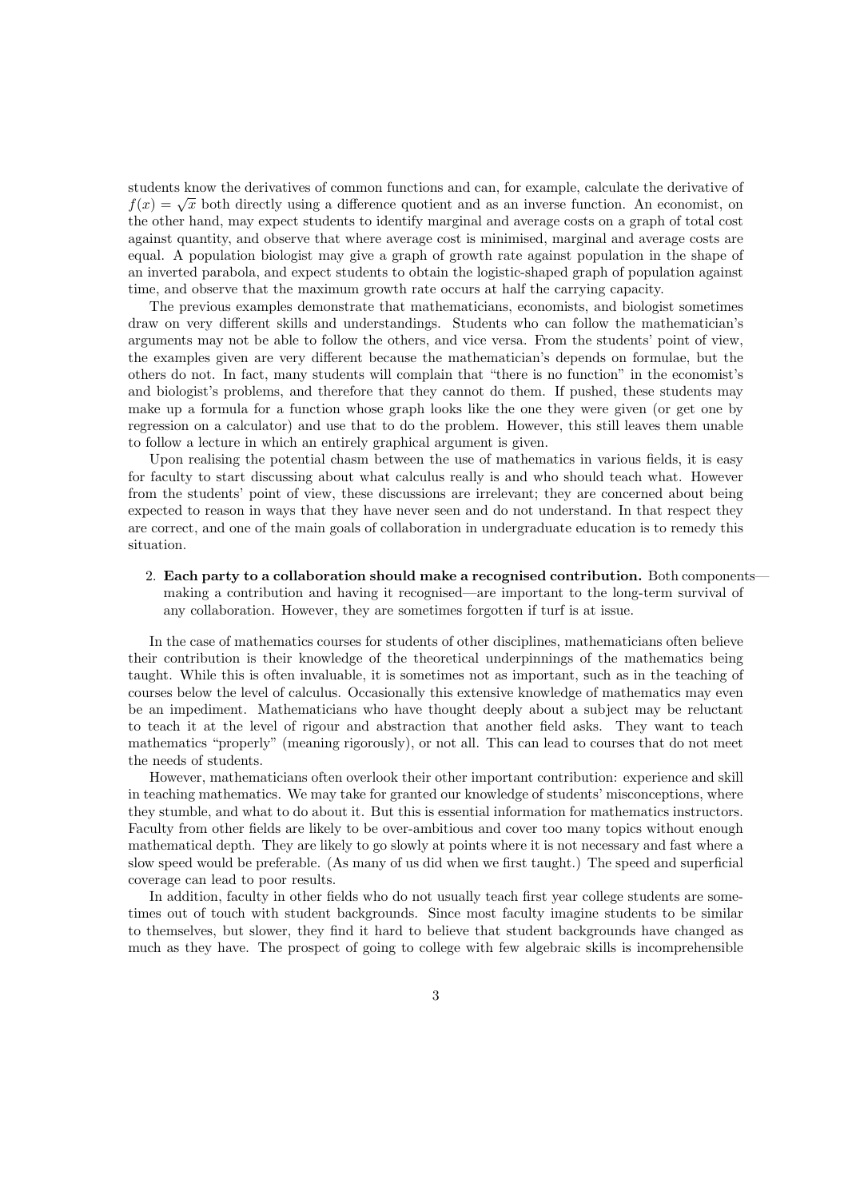students know the derivatives of common functions and can, for example, calculate the derivative of $f(x) = \sqrt{x}$ both directly using a difference quotient and as an inverse function. An economist, on the other hand, may expect students to identify marginal and average costs on a graph of total cost against quantity, and observe that where average cost is minimised, marginal and average costs are equal. A population biologist may give a graph of growth rate against population in the shape of an inverted parabola, and expect students to obtain the logistic-shaped graph of population against time, and observe that the maximum growth rate occurs at half the carrying capacity.

The previous examples demonstrate that mathematicians, economists, and biologist sometimes draw on very different skills and understandings. Students who can follow the mathematician's arguments may not be able to follow the others, and vice versa. From the students' point of view, the examples given are very different because the mathematician's depends on formulae, but the others do not. In fact, many students will complain that "there is no function" in the economist's and biologist's problems, and therefore that they cannot do them. If pushed, these students may make up a formula for a function whose graph looks like the one they were given (or get one by regression on a calculator) and use that to do the problem. However, this still leaves them unable to follow a lecture in which an entirely graphical argument is given.

Upon realising the potential chasm between the use of mathematics in various fields, it is easy for faculty to start discussing about what calculus really is and who should teach what. However from the students' point of view, these discussions are irrelevant; they are concerned about being expected to reason in ways that they have never seen and do not understand. In that respect they are correct, and one of the main goals of collaboration in undergraduate education is to remedy this situation.

2. **Each party to a collaboration should make a recognised contribution.** Both components—making a contribution and having it recognised—are important to the long-term survival of any collaboration. However, they are sometimes forgotten if turf is at issue.

In the case of mathematics courses for students of other disciplines, mathematicians often believe their contribution is their knowledge of the theoretical underpinnings of the mathematics being taught. While this is often invaluable, it is sometimes not as important, such as in the teaching of courses below the level of calculus. Occasionally this extensive knowledge of mathematics may even be an impediment. Mathematicians who have thought deeply about a subject may be reluctant to teach it at the level of rigour and abstraction that another field asks. They want to teach mathematics "properly" (meaning rigorously), or not all. This can lead to courses that do not meet the needs of students.

However, mathematicians often overlook their other important contribution: experience and skill in teaching mathematics. We may take for granted our knowledge of students' misconceptions, where they stumble, and what to do about it. But this is essential information for mathematics instructors. Faculty from other fields are likely to be over-ambitious and cover too many topics without enough mathematical depth. They are likely to go slowly at points where it is not necessary and fast where a slow speed would be preferable. (As many of us did when we first taught.) The speed and superficial coverage can lead to poor results.

In addition, faculty in other fields who do not usually teach first year college students are sometimes out of touch with student backgrounds. Since most faculty imagine students to be similar to themselves, but slower, they find it hard to believe that student backgrounds have changed as much as they have. The prospect of going to college with few algebraic skills is incomprehensible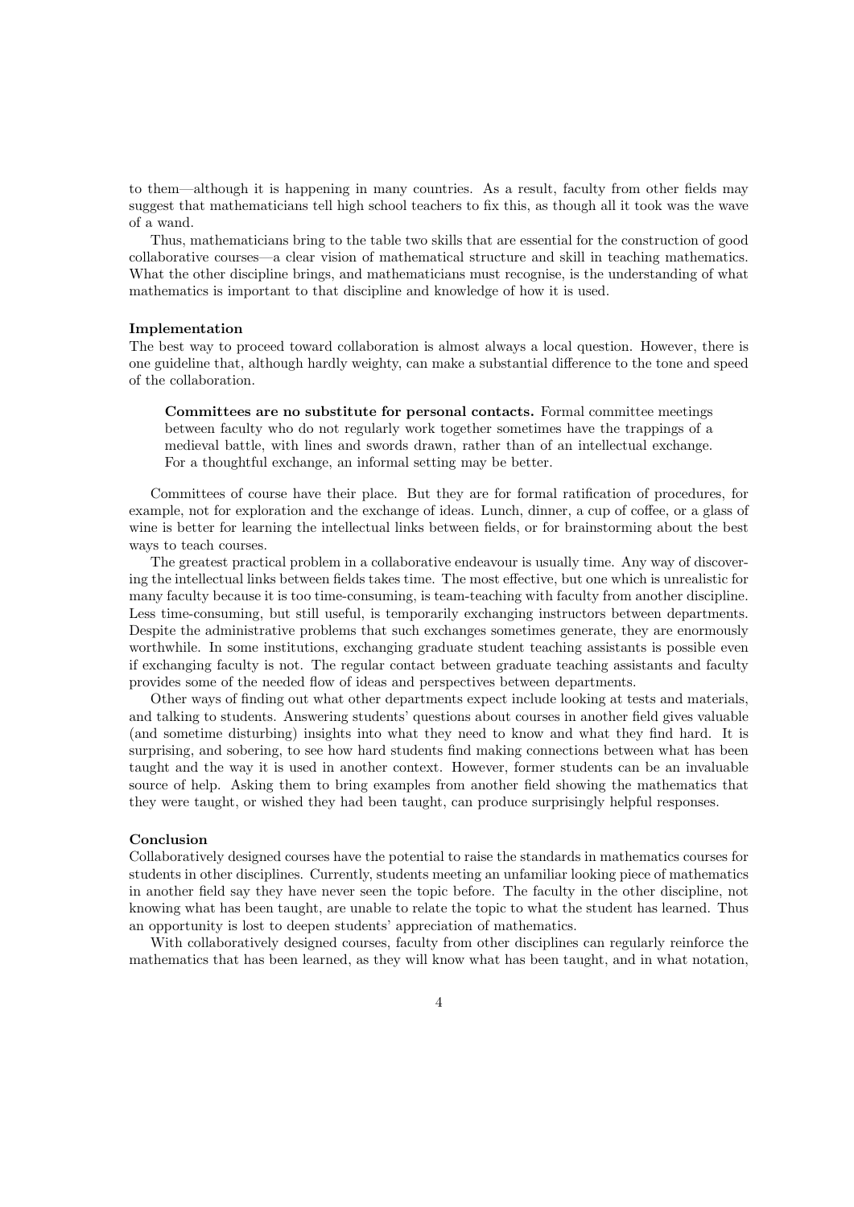to them—although it is happening in many countries. As a result, faculty from other fields may suggest that mathematicians tell high school teachers to fix this, as though all it took was the wave of a wand.

Thus, mathematicians bring to the table two skills that are essential for the construction of good collaborative courses—a clear vision of mathematical structure and skill in teaching mathematics. What the other discipline brings, and mathematicians must recognise, is the understanding of what mathematics is important to that discipline and knowledge of how it is used.

**Implementation**

The best way to proceed toward collaboration is almost always a local question. However, there is one guideline that, although hardly weighty, can make a substantial difference to the tone and speed of the collaboration.

> **Committees are no substitute for personal contacts.** Formal committee meetings between faculty who do not regularly work together sometimes have the trappings of a medieval battle, with lines and swords drawn, rather than of an intellectual exchange. For a thoughtful exchange, an informal setting may be better.

Committees of course have their place. But they are for formal ratification of procedures, for example, not for exploration and the exchange of ideas. Lunch, dinner, a cup of coffee, or a glass of wine is better for learning the intellectual links between fields, or for brainstorming about the best ways to teach courses.

The greatest practical problem in a collaborative endeavour is usually time. Any way of discovering the intellectual links between fields takes time. The most effective, but one which is unrealistic for many faculty because it is too time-consuming, is team-teaching with faculty from another discipline. Less time-consuming, but still useful, is temporarily exchanging instructors between departments. Despite the administrative problems that such exchanges sometimes generate, they are enormously worthwhile. In some institutions, exchanging graduate student teaching assistants is possible even if exchanging faculty is not. The regular contact between graduate teaching assistants and faculty provides some of the needed flow of ideas and perspectives between departments.

Other ways of finding out what other departments expect include looking at tests and materials, and talking to students. Answering students' questions about courses in another field gives valuable (and sometime disturbing) insights into what they need to know and what they find hard. It is surprising, and sobering, to see how hard students find making connections between what has been taught and the way it is used in another context. However, former students can be an invaluable source of help. Asking them to bring examples from another field showing the mathematics that they were taught, or wished they had been taught, can produce surprisingly helpful responses.

**Conclusion**

Collaboratively designed courses have the potential to raise the standards in mathematics courses for students in other disciplines. Currently, students meeting an unfamiliar looking piece of mathematics in another field say they have never seen the topic before. The faculty in the other discipline, not knowing what has been taught, are unable to relate the topic to what the student has learned. Thus an opportunity is lost to deepen students' appreciation of mathematics.

With collaboratively designed courses, faculty from other disciplines can regularly reinforce the mathematics that has been learned, as they will know what has been taught, and in what notation,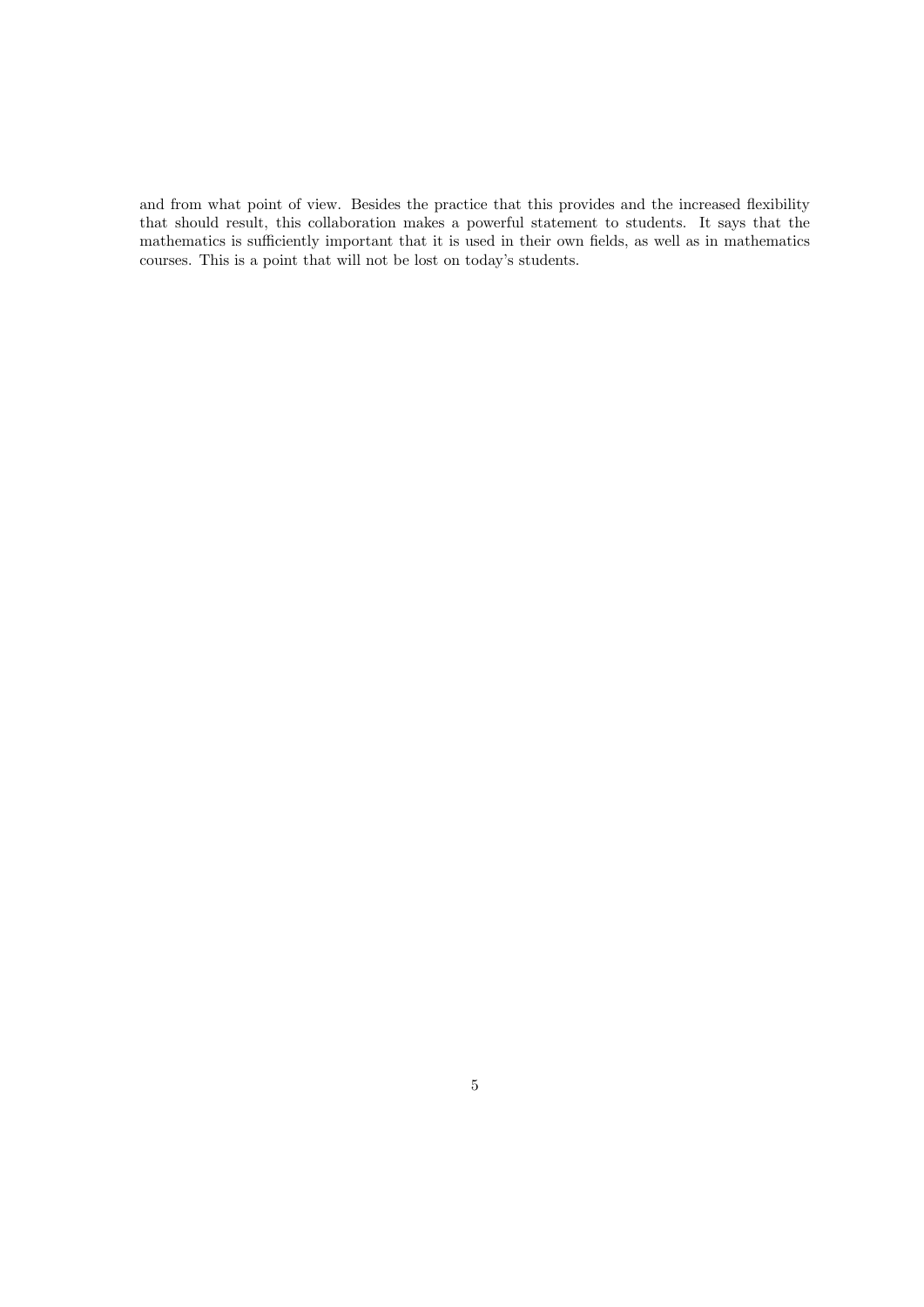and from what point of view. Besides the practice that this provides and the increased flexibility that should result, this collaboration makes a powerful statement to students. It says that the mathematics is sufficiently important that it is used in their own fields, as well as in mathematics courses. This is a point that will not be lost on today's students.